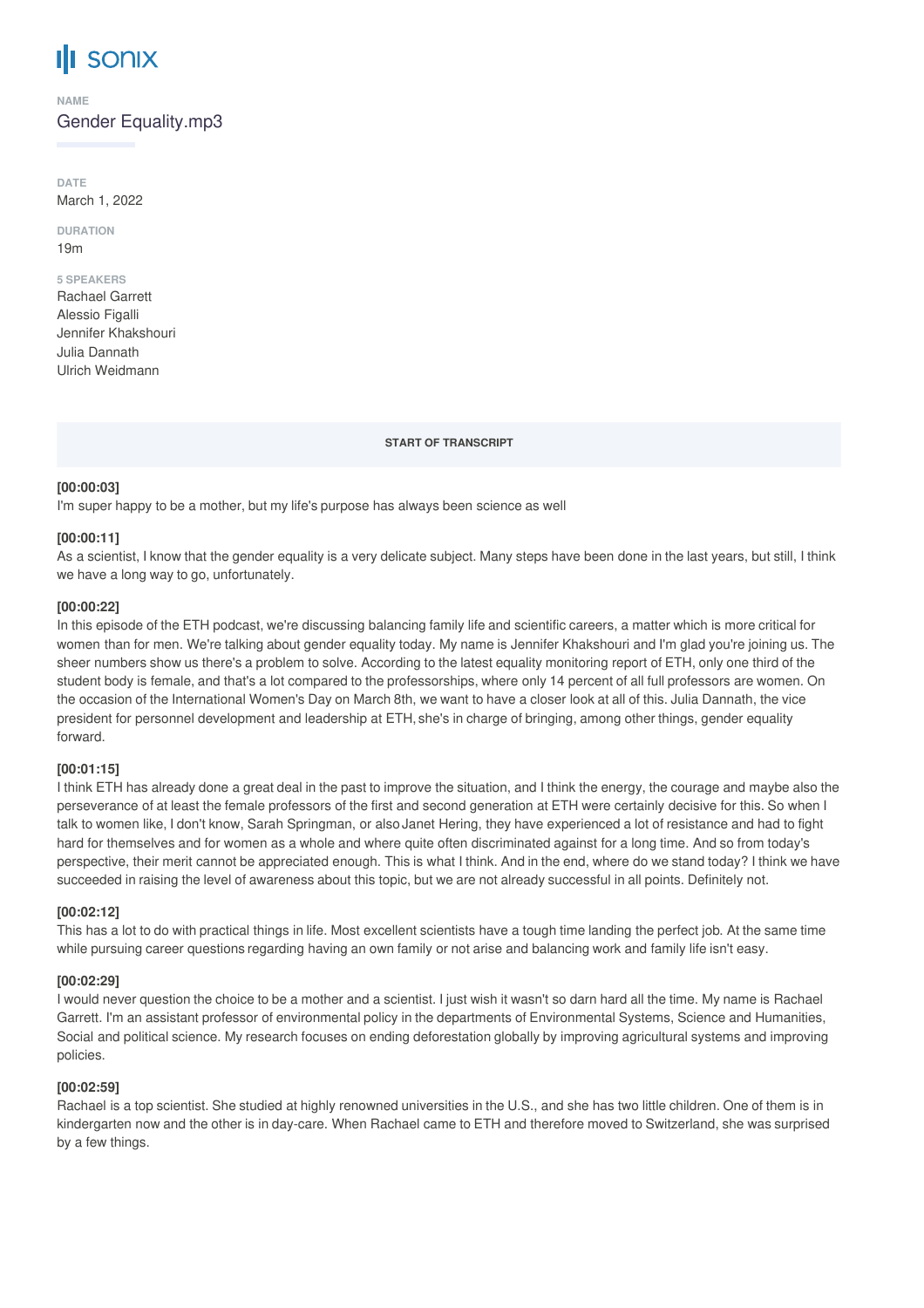# sonix

**NAME**

Gender Equality.mp3

**DATE**

March 1, 2022

**DURATION**

19m

**5 SPEAKERS**

Rachael Garrett
Alessio Figalli
Jennifer Khakshouri
Julia Dannath
Ulrich Weidmann

**START OF TRANSCRIPT**

**[00:00:03]**
I'm super happy to be a mother, but my life's purpose has always been science as well

**[00:00:11]**
As a scientist, I know that the gender equality is a very delicate subject. Many steps have been done in the last years, but still, I think we have a long way to go, unfortunately.

**[00:00:22]**
In this episode of the ETH podcast, we're discussing balancing family life and scientific careers, a matter which is more critical for women than for men. We're talking about gender equality today. My name is Jennifer Khakshouri and I'm glad you're joining us. The sheer numbers show us there's a problem to solve. According to the latest equality monitoring report of ETH, only one third of the student body is female, and that's a lot compared to the professorships, where only 14 percent of all full professors are women. On the occasion of the International Women's Day on March 8th, we want to have a closer look at all of this. Julia Dannath, the vice president for personnel development and leadership at ETH, she's in charge of bringing, among other things, gender equality forward.

**[00:01:15]**
I think ETH has already done a great deal in the past to improve the situation, and I think the energy, the courage and maybe also the perseverance of at least the female professors of the first and second generation at ETH were certainly decisive for this. So when I talk to women like, I don't know, Sarah Springman, or also Janet Hering, they have experienced a lot of resistance and had to fight hard for themselves and for women as a whole and where quite often discriminated against for a long time. And so from today's perspective, their merit cannot be appreciated enough. This is what I think. And in the end, where do we stand today? I think we have succeeded in raising the level of awareness about this topic, but we are not already successful in all points. Definitely not.

**[00:02:12]**
This has a lot to do with practical things in life. Most excellent scientists have a tough time landing the perfect job. At the same time while pursuing career questions regarding having an own family or not arise and balancing work and family life isn't easy.

**[00:02:29]**
I would never question the choice to be a mother and a scientist. I just wish it wasn't so darn hard all the time. My name is Rachael Garrett. I'm an assistant professor of environmental policy in the departments of Environmental Systems, Science and Humanities, Social and political science. My research focuses on ending deforestation globally by improving agricultural systems and improving policies.

**[00:02:59]**
Rachael is a top scientist. She studied at highly renowned universities in the U.S., and she has two little children. One of them is in kindergarten now and the other is in day-care. When Rachael came to ETH and therefore moved to Switzerland, she was surprised by a few things.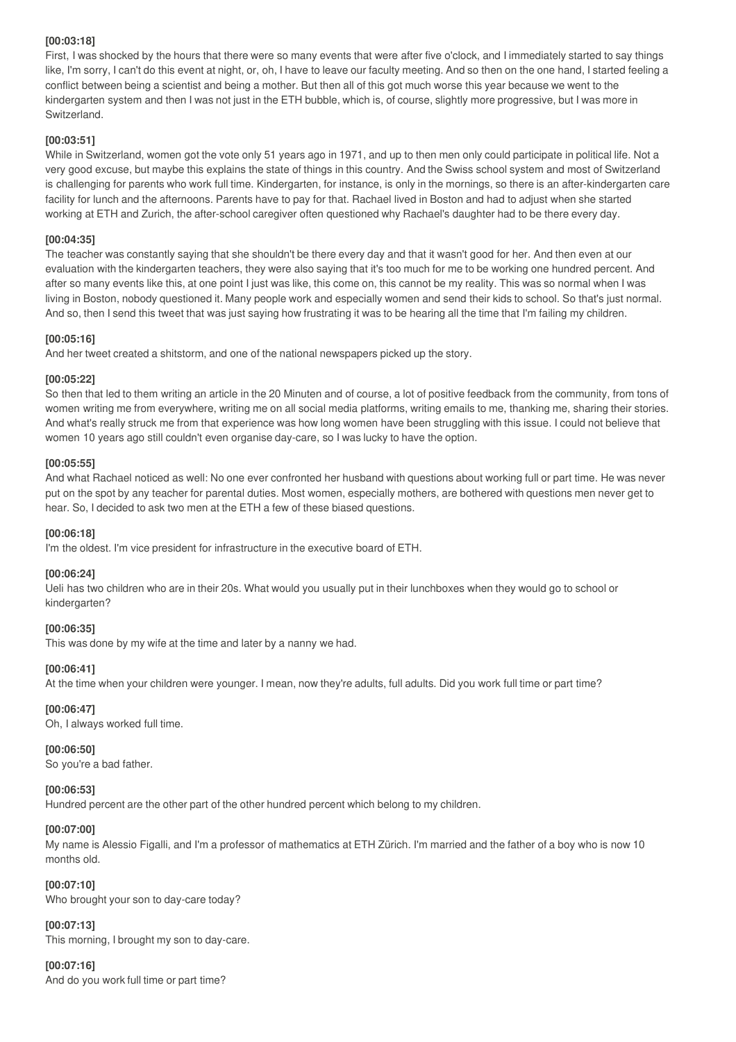**[00:03:18]**

First, I was shocked by the hours that there were so many events that were after five o'clock, and I immediately started to say things like, I'm sorry, I can't do this event at night, or, oh, I have to leave our faculty meeting. And so then on the one hand, I started feeling a conflict between being a scientist and being a mother. But then all of this got much worse this year because we went to the kindergarten system and then I was not just in the ETH bubble, which is, of course, slightly more progressive, but I was more in Switzerland.

**[00:03:51]**

While in Switzerland, women got the vote only 51 years ago in 1971, and up to then men only could participate in political life. Not a very good excuse, but maybe this explains the state of things in this country. And the Swiss school system and most of Switzerland is challenging for parents who work full time. Kindergarten, for instance, is only in the mornings, so there is an after-kindergarten care facility for lunch and the afternoons. Parents have to pay for that. Rachael lived in Boston and had to adjust when she started working at ETH and Zurich, the after-school caregiver often questioned why Rachael's daughter had to be there every day.

**[00:04:35]**

The teacher was constantly saying that she shouldn't be there every day and that it wasn't good for her. And then even at our evaluation with the kindergarten teachers, they were also saying that it's too much for me to be working one hundred percent. And after so many events like this, at one point I just was like, this come on, this cannot be my reality. This was so normal when I was living in Boston, nobody questioned it. Many people work and especially women and send their kids to school. So that's just normal. And so, then I send this tweet that was just saying how frustrating it was to be hearing all the time that I'm failing my children.

**[00:05:16]**

And her tweet created a shitstorm, and one of the national newspapers picked up the story.

**[00:05:22]**

So then that led to them writing an article in the 20 Minuten and of course, a lot of positive feedback from the community, from tons of women writing me from everywhere, writing me on all social media platforms, writing emails to me, thanking me, sharing their stories. And what's really struck me from that experience was how long women have been struggling with this issue. I could not believe that women 10 years ago still couldn't even organise day-care, so I was lucky to have the option.

**[00:05:55]**

And what Rachael noticed as well: No one ever confronted her husband with questions about working full or part time. He was never put on the spot by any teacher for parental duties. Most women, especially mothers, are bothered with questions men never get to hear. So, I decided to ask two men at the ETH a few of these biased questions.

**[00:06:18]**

I'm the oldest. I'm vice president for infrastructure in the executive board of ETH.

**[00:06:24]**

Ueli has two children who are in their 20s. What would you usually put in their lunchboxes when they would go to school or kindergarten?

**[00:06:35]**

This was done by my wife at the time and later by a nanny we had.

**[00:06:41]**

At the time when your children were younger. I mean, now they're adults, full adults. Did you work full time or part time?

**[00:06:47]**

Oh, I always worked full time.

**[00:06:50]**

So you're a bad father.

**[00:06:53]**

Hundred percent are the other part of the other hundred percent which belong to my children.

**[00:07:00]**

My name is Alessio Figalli, and I'm a professor of mathematics at ETH Zürich. I'm married and the father of a boy who is now 10 months old.

**[00:07:10]**

Who brought your son to day-care today?

**[00:07:13]**

This morning, I brought my son to day-care.

**[00:07:16]**

And do you work full time or part time?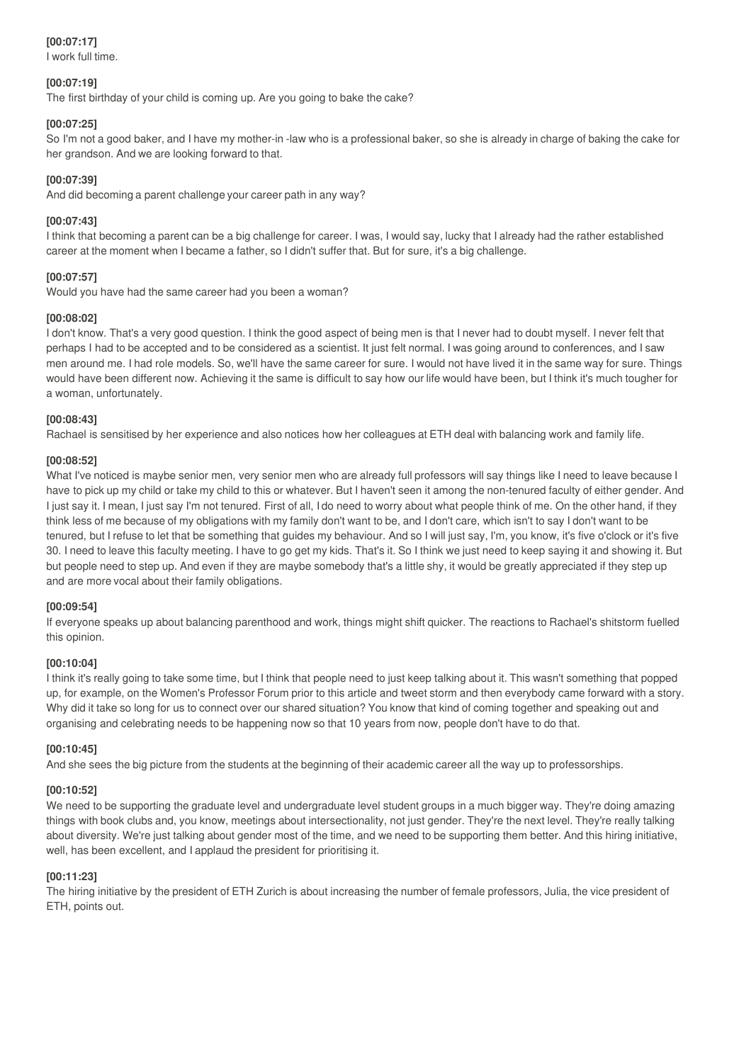**[00:07:17]**
I work full time.

**[00:07:19]**
The first birthday of your child is coming up. Are you going to bake the cake?

**[00:07:25]**
So I'm not a good baker, and I have my mother-in -law who is a professional baker, so she is already in charge of baking the cake for her grandson. And we are looking forward to that.

**[00:07:39]**
And did becoming a parent challenge your career path in any way?

**[00:07:43]**
I think that becoming a parent can be a big challenge for career. I was, I would say, lucky that I already had the rather established career at the moment when I became a father, so I didn't suffer that. But for sure, it's a big challenge.

**[00:07:57]**
Would you have had the same career had you been a woman?

**[00:08:02]**
I don't know. That's a very good question. I think the good aspect of being men is that I never had to doubt myself. I never felt that perhaps I had to be accepted and to be considered as a scientist. It just felt normal. I was going around to conferences, and I saw men around me. I had role models. So, we'll have the same career for sure. I would not have lived it in the same way for sure. Things would have been different now. Achieving it the same is difficult to say how our life would have been, but I think it's much tougher for a woman, unfortunately.

**[00:08:43]**
Rachael is sensitised by her experience and also notices how her colleagues at ETH deal with balancing work and family life.

**[00:08:52]**
What I've noticed is maybe senior men, very senior men who are already full professors will say things like I need to leave because I have to pick up my child or take my child to this or whatever. But I haven't seen it among the non-tenured faculty of either gender. And I just say it. I mean, I just say I'm not tenured. First of all, I do need to worry about what people think of me. On the other hand, if they think less of me because of my obligations with my family don't want to be, and I don't care, which isn't to say I don't want to be tenured, but I refuse to let that be something that guides my behaviour. And so I will just say, I'm, you know, it's five o'clock or it's five 30. I need to leave this faculty meeting. I have to go get my kids. That's it. So I think we just need to keep saying it and showing it. But but people need to step up. And even if they are maybe somebody that's a little shy, it would be greatly appreciated if they step up and are more vocal about their family obligations.

**[00:09:54]**
If everyone speaks up about balancing parenthood and work, things might shift quicker. The reactions to Rachael's shitstorm fuelled this opinion.

**[00:10:04]**
I think it's really going to take some time, but I think that people need to just keep talking about it. This wasn't something that popped up, for example, on the Women's Professor Forum prior to this article and tweet storm and then everybody came forward with a story. Why did it take so long for us to connect over our shared situation? You know that kind of coming together and speaking out and organising and celebrating needs to be happening now so that 10 years from now, people don't have to do that.

**[00:10:45]**
And she sees the big picture from the students at the beginning of their academic career all the way up to professorships.

**[00:10:52]**
We need to be supporting the graduate level and undergraduate level student groups in a much bigger way. They're doing amazing things with book clubs and, you know, meetings about intersectionality, not just gender. They're the next level. They're really talking about diversity. We're just talking about gender most of the time, and we need to be supporting them better. And this hiring initiative, well, has been excellent, and I applaud the president for prioritising it.

**[00:11:23]**
The hiring initiative by the president of ETH Zurich is about increasing the number of female professors, Julia, the vice president of ETH, points out.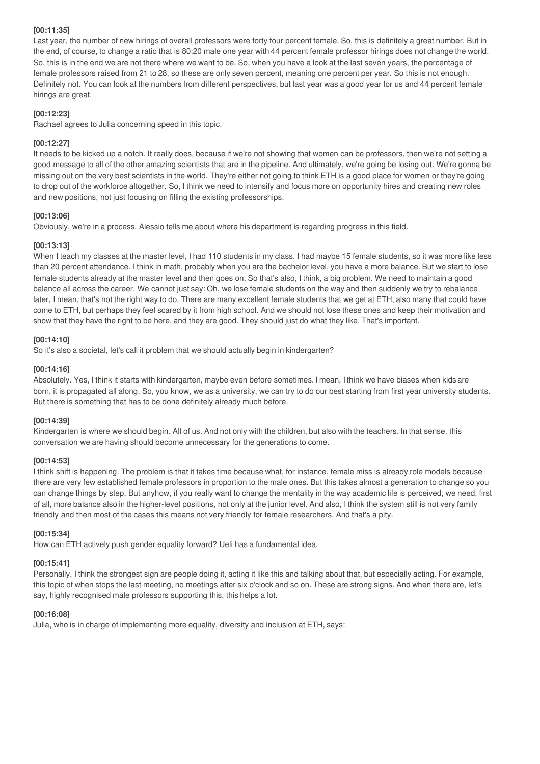**[00:11:35]**

Last year, the number of new hirings of overall professors were forty four percent female. So, this is definitely a great number. But in the end, of course, to change a ratio that is 80:20 male one year with 44 percent female professor hirings does not change the world. So, this is in the end we are not there where we want to be. So, when you have a look at the last seven years, the percentage of female professors raised from 21 to 28, so these are only seven percent, meaning one percent per year. So this is not enough. Definitely not. You can look at the numbers from different perspectives, but last year was a good year for us and 44 percent female hirings are great.

**[00:12:23]**

Rachael agrees to Julia concerning speed in this topic.

**[00:12:27]**

It needs to be kicked up a notch. It really does, because if we're not showing that women can be professors, then we're not setting a good message to all of the other amazing scientists that are in the pipeline. And ultimately, we're going be losing out. We're gonna be missing out on the very best scientists in the world. They're either not going to think ETH is a good place for women or they're going to drop out of the workforce altogether. So, I think we need to intensify and focus more on opportunity hires and creating new roles and new positions, not just focusing on filling the existing professorships.

**[00:13:06]**

Obviously, we're in a process. Alessio tells me about where his department is regarding progress in this field.

**[00:13:13]**

When I teach my classes at the master level, I had 110 students in my class. I had maybe 15 female students, so it was more like less than 20 percent attendance. I think in math, probably when you are the bachelor level, you have a more balance. But we start to lose female students already at the master level and then goes on. So that's also, I think, a big problem. We need to maintain a good balance all across the career. We cannot just say: Oh, we lose female students on the way and then suddenly we try to rebalance later, I mean, that's not the right way to do. There are many excellent female students that we get at ETH, also many that could have come to ETH, but perhaps they feel scared by it from high school. And we should not lose these ones and keep their motivation and show that they have the right to be here, and they are good. They should just do what they like. That's important.

**[00:14:10]**

So it's also a societal, let's call it problem that we should actually begin in kindergarten?

**[00:14:16]**

Absolutely. Yes, I think it starts with kindergarten, maybe even before sometimes. I mean, I think we have biases when kids are born, it is propagated all along. So, you know, we as a university, we can try to do our best starting from first year university students. But there is something that has to be done definitely already much before.

**[00:14:39]**

Kindergarten is where we should begin. All of us. And not only with the children, but also with the teachers. In that sense, this conversation we are having should become unnecessary for the generations to come.

**[00:14:53]**

I think shift is happening. The problem is that it takes time because what, for instance, female miss is already role models because there are very few established female professors in proportion to the male ones. But this takes almost a generation to change so you can change things by step. But anyhow, if you really want to change the mentality in the way academic life is perceived, we need, first of all, more balance also in the higher-level positions, not only at the junior level. And also, I think the system still is not very family friendly and then most of the cases this means not very friendly for female researchers. And that's a pity.

**[00:15:34]**

How can ETH actively push gender equality forward? Ueli has a fundamental idea.

**[00:15:41]**

Personally, I think the strongest sign are people doing it, acting it like this and talking about that, but especially acting. For example, this topic of when stops the last meeting, no meetings after six o'clock and so on. These are strong signs. And when there are, let's say, highly recognised male professors supporting this, this helps a lot.

**[00:16:08]**

Julia, who is in charge of implementing more equality, diversity and inclusion at ETH, says: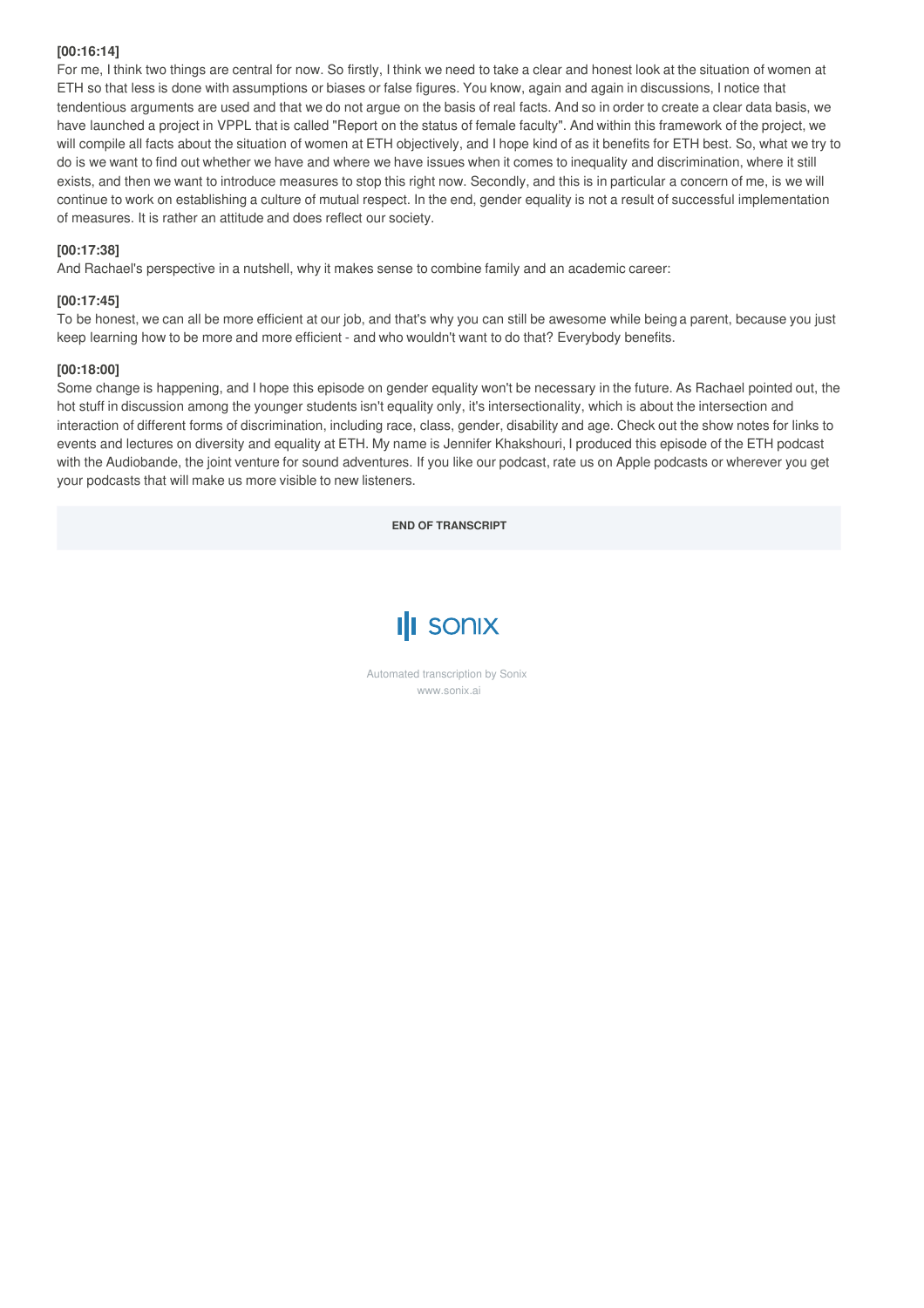**[00:16:14]**
For me, I think two things are central for now. So firstly, I think we need to take a clear and honest look at the situation of women at ETH so that less is done with assumptions or biases or false figures. You know, again and again in discussions, I notice that tendentious arguments are used and that we do not argue on the basis of real facts. And so in order to create a clear data basis, we have launched a project in VPPL that is called "Report on the status of female faculty". And within this framework of the project, we will compile all facts about the situation of women at ETH objectively, and I hope kind of as it benefits for ETH best. So, what we try to do is we want to find out whether we have and where we have issues when it comes to inequality and discrimination, where it still exists, and then we want to introduce measures to stop this right now. Secondly, and this is in particular a concern of me, is we will continue to work on establishing a culture of mutual respect. In the end, gender equality is not a result of successful implementation of measures. It is rather an attitude and does reflect our society.

**[00:17:38]**
And Rachael's perspective in a nutshell, why it makes sense to combine family and an academic career:

**[00:17:45]**
To be honest, we can all be more efficient at our job, and that's why you can still be awesome while being a parent, because you just keep learning how to be more and more efficient - and who wouldn't want to do that? Everybody benefits.

**[00:18:00]**
Some change is happening, and I hope this episode on gender equality won't be necessary in the future. As Rachael pointed out, the hot stuff in discussion among the younger students isn't equality only, it's intersectionality, which is about the intersection and interaction of different forms of discrimination, including race, class, gender, disability and age. Check out the show notes for links to events and lectures on diversity and equality at ETH. My name is Jennifer Khakshouri, I produced this episode of the ETH podcast with the Audiobande, the joint venture for sound adventures. If you like our podcast, rate us on Apple podcasts or wherever you get your podcasts that will make us more visible to new listeners.

**END OF TRANSCRIPT**

sonix

Automated transcription by Sonix
www.sonix.ai